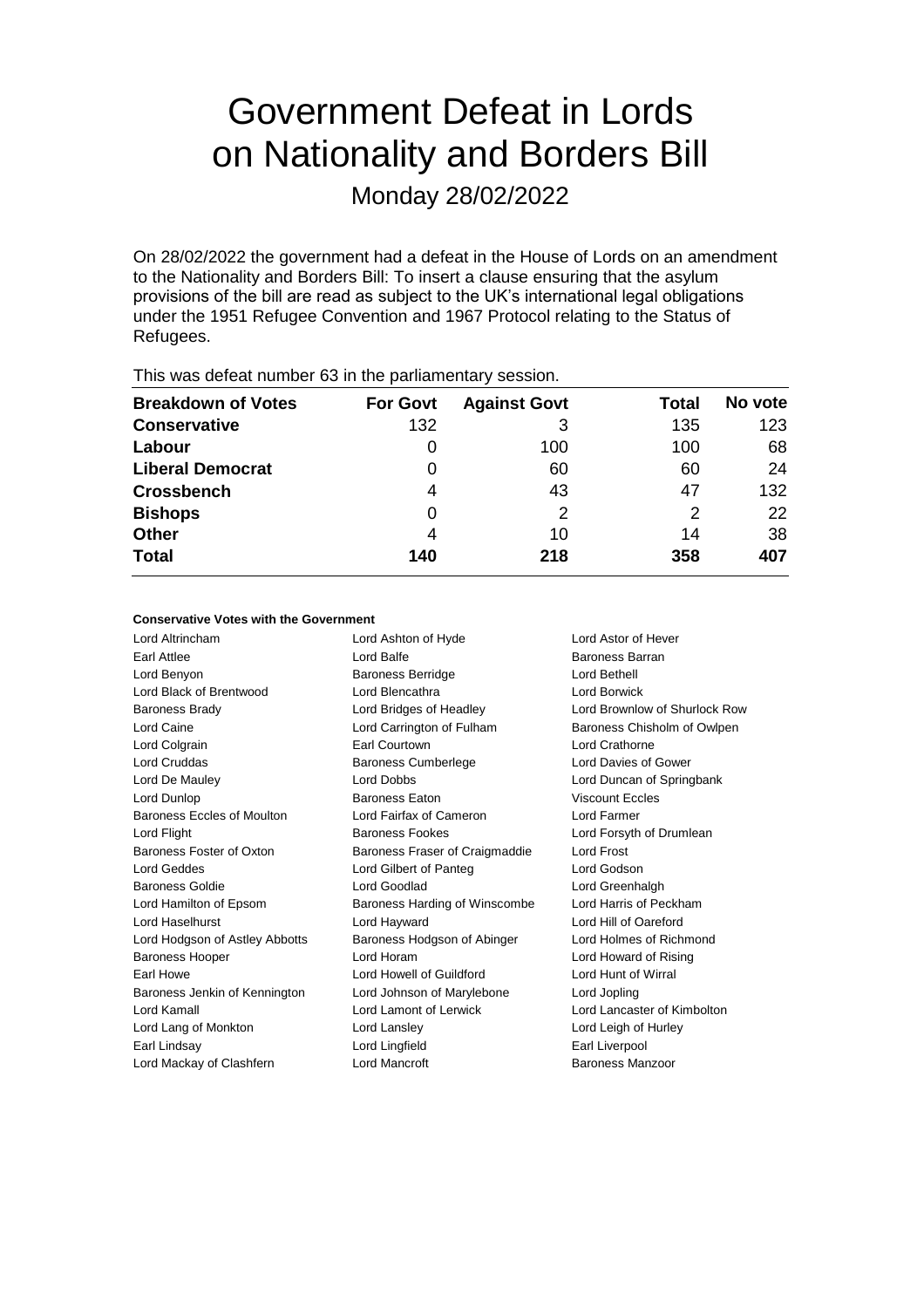# Government Defeat in Lords on Nationality and Borders Bill

Monday 28/02/2022

On 28/02/2022 the government had a defeat in the House of Lords on an amendment to the Nationality and Borders Bill: To insert a clause ensuring that the asylum provisions of the bill are read as subject to the UK's international legal obligations under the 1951 Refugee Convention and 1967 Protocol relating to the Status of Refugees.

This was defeat number 63 in the parliamentary session.

| Breakdown of Votes | For Govt | Against Govt | Total | No vote |
|---|---|---|---|---|
| **Conservative** | 132 | 3 | 135 | 123 |
| **Labour** | 0 | 100 | 100 | 68 |
| **Liberal Democrat** | 0 | 60 | 60 | 24 |
| **Crossbench** | 4 | 43 | 47 | 132 |
| **Bishops** | 0 | 2 | 2 | 22 |
| **Other** | 4 | 10 | 14 | 38 |
| **Total** | 140 | 218 | 358 | 407 |

**Conservative Votes with the Government**

Lord Altrincham
Lord Ashton of Hyde
Lord Astor of Hever
Earl Attlee
Lord Balfe
Baroness Barran
Lord Benyon
Baroness Berridge
Lord Bethell
Lord Black of Brentwood
Lord Blencathra
Lord Borwick
Baroness Brady
Lord Bridges of Headley
Lord Brownlow of Shurlock Row
Lord Caine
Lord Carrington of Fulham
Baroness Chisholm of Owlpen
Lord Colgrain
Earl Courtown
Lord Crathorne
Lord Cruddas
Baroness Cumberlege
Lord Davies of Gower
Lord De Mauley
Lord Dobbs
Lord Duncan of Springbank
Lord Dunlop
Baroness Eaton
Viscount Eccles
Baroness Eccles of Moulton
Lord Fairfax of Cameron
Lord Farmer
Lord Flight
Baroness Fookes
Lord Forsyth of Drumlean
Baroness Foster of Oxton
Baroness Fraser of Craigmaddie
Lord Frost
Lord Geddes
Lord Gilbert of Panteg
Lord Godson
Baroness Goldie
Lord Goodlad
Lord Greenhalgh
Lord Hamilton of Epsom
Baroness Harding of Winscombe
Lord Harris of Peckham
Lord Haselhurst
Lord Hayward
Lord Hill of Oareford
Lord Hodgson of Astley Abbotts
Baroness Hodgson of Abinger
Lord Holmes of Richmond
Baroness Hooper
Lord Horam
Lord Howard of Rising
Earl Howe
Lord Howell of Guildford
Lord Hunt of Wirral
Baroness Jenkin of Kennington
Lord Johnson of Marylebone
Lord Jopling
Lord Kamall
Lord Lamont of Lerwick
Lord Lancaster of Kimbolton
Lord Lang of Monkton
Lord Lansley
Lord Leigh of Hurley
Earl Lindsay
Lord Lingfield
Earl Liverpool
Lord Mackay of Clashfern
Lord Mancroft
Baroness Manzoor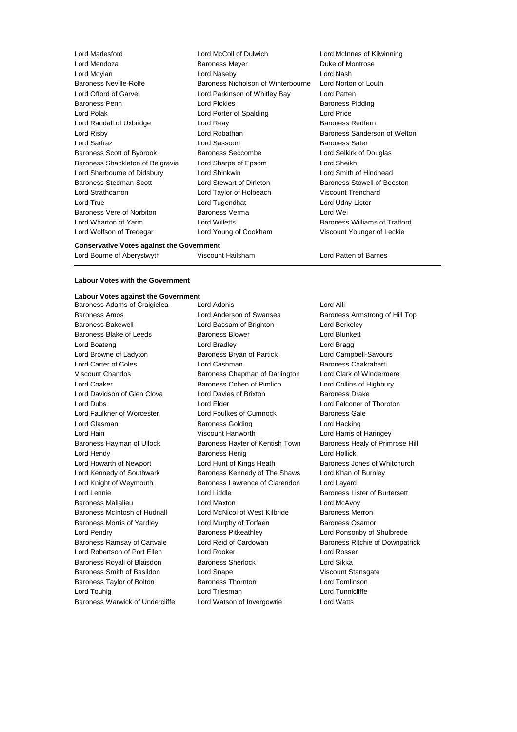Lord Marlesford
Lord McColl of Dulwich
Lord McInnes of Kilwinning
Lord Mendoza
Baroness Meyer
Duke of Montrose
Lord Moylan
Lord Naseby
Lord Nash
Baroness Neville-Rolfe
Baroness Nicholson of Winterbourne
Lord Norton of Louth
Lord Offord of Garvel
Lord Parkinson of Whitley Bay
Lord Patten
Baroness Penn
Lord Pickles
Baroness Pidding
Lord Polak
Lord Porter of Spalding
Lord Price
Lord Randall of Uxbridge
Lord Reay
Baroness Redfern
Lord Risby
Lord Robathan
Baroness Sanderson of Welton
Lord Sarfraz
Lord Sassoon
Baroness Sater
Baroness Scott of Bybrook
Baroness Seccombe
Lord Selkirk of Douglas
Baroness Shackleton of Belgravia
Lord Sharpe of Epsom
Lord Sheikh
Lord Sherbourne of Didsbury
Lord Shinkwin
Lord Smith of Hindhead
Baroness Stedman-Scott
Lord Stewart of Dirleton
Baroness Stowell of Beeston
Lord Strathcarron
Lord Taylor of Holbeach
Viscount Trenchard
Lord True
Lord Tugendhat
Lord Udny-Lister
Baroness Vere of Norbiton
Baroness Verma
Lord Wei
Lord Wharton of Yarm
Lord Willetts
Baroness Williams of Trafford
Lord Wolfson of Tredegar
Lord Young of Cookham
Viscount Younger of Leckie

**Conservative Votes against the Government**

Lord Bourne of Aberystwyth
Viscount Hailsham
Lord Patten of Barnes

---

**Labour Votes with the Government**

**Labour Votes against the Government**

Baroness Adams of Craigielea
Lord Adonis
Lord Alli
Baroness Amos
Lord Anderson of Swansea
Baroness Armstrong of Hill Top
Baroness Bakewell
Lord Bassam of Brighton
Lord Berkeley
Baroness Blake of Leeds
Baroness Blower
Lord Blunkett
Lord Boateng
Lord Bradley
Lord Bragg
Lord Browne of Ladyton
Baroness Bryan of Partick
Lord Campbell-Savours
Lord Carter of Coles
Lord Cashman
Baroness Chakrabarti
Viscount Chandos
Baroness Chapman of Darlington
Lord Clark of Windermere
Lord Coaker
Baroness Cohen of Pimlico
Lord Collins of Highbury
Lord Davidson of Glen Clova
Lord Davies of Brixton
Baroness Drake
Lord Dubs
Lord Elder
Lord Falconer of Thoroton
Lord Faulkner of Worcester
Lord Foulkes of Cumnock
Baroness Gale
Lord Glasman
Baroness Golding
Lord Hacking
Lord Hain
Viscount Hanworth
Lord Harris of Haringey
Baroness Hayman of Ullock
Baroness Hayter of Kentish Town
Baroness Healy of Primrose Hill
Lord Hendy
Baroness Henig
Lord Hollick
Lord Howarth of Newport
Lord Hunt of Kings Heath
Baroness Jones of Whitchurch
Lord Kennedy of Southwark
Baroness Kennedy of The Shaws
Lord Khan of Burnley
Lord Knight of Weymouth
Baroness Lawrence of Clarendon
Lord Layard
Lord Lennie
Lord Liddle
Baroness Lister of Burtersett
Baroness Mallalieu
Lord Maxton
Lord McAvoy
Baroness McIntosh of Hudnall
Lord McNicol of West Kilbride
Baroness Merron
Baroness Morris of Yardley
Lord Murphy of Torfaen
Baroness Osamor
Lord Pendry
Baroness Pitkeathley
Lord Ponsonby of Shulbrede
Baroness Ramsay of Cartvale
Lord Reid of Cardowan
Baroness Ritchie of Downpatrick
Lord Robertson of Port Ellen
Lord Rooker
Lord Rosser
Baroness Royall of Blaisdon
Baroness Sherlock
Lord Sikka
Baroness Smith of Basildon
Lord Snape
Viscount Stansgate
Baroness Taylor of Bolton
Baroness Thornton
Lord Tomlinson
Lord Touhig
Lord Triesman
Lord Tunnicliffe
Baroness Warwick of Undercliffe
Lord Watson of Invergowrie
Lord Watts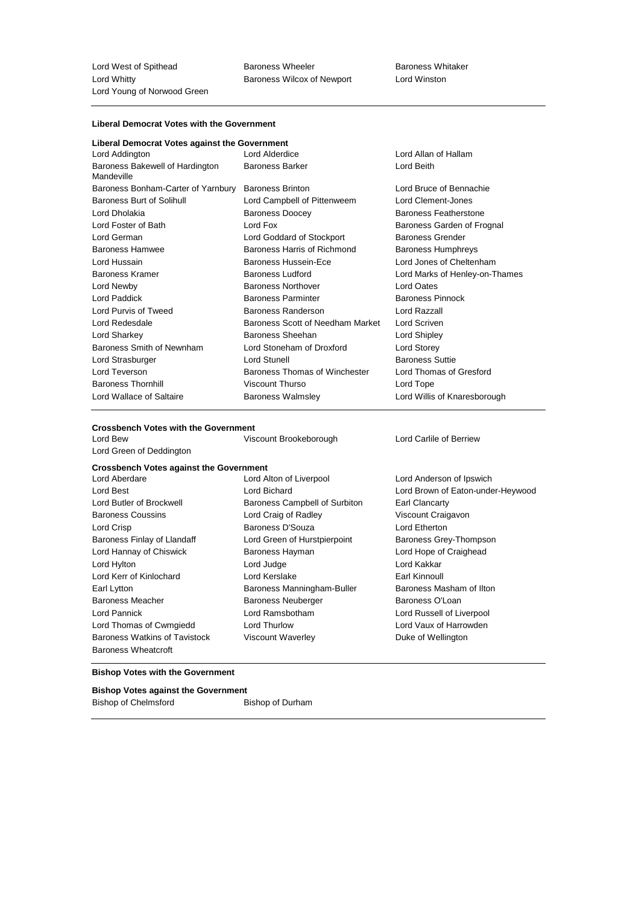Lord West of Spithead | Baroness Wheeler | Baroness Whitaker
Lord Whitty | Baroness Wilcox of Newport | Lord Winston
Lord Young of Norwood Green

**Liberal Democrat Votes with the Government**

**Liberal Democrat Votes against the Government**

| | | |
|---|---|---|
| Lord Addington | Lord Alderdice | Lord Allan of Hallam |
| Baroness Bakewell of Hardington Mandeville | Baroness Barker | Lord Beith |
| Baroness Bonham-Carter of Yarnbury | Baroness Brinton | Lord Bruce of Bennachie |
| Baroness Burt of Solihull | Lord Campbell of Pittenweem | Lord Clement-Jones |
| Lord Dholakia | Baroness Doocey | Baroness Featherstone |
| Lord Foster of Bath | Lord Fox | Baroness Garden of Frognal |
| Lord German | Lord Goddard of Stockport | Baroness Grender |
| Baroness Hamwee | Baroness Harris of Richmond | Baroness Humphreys |
| Lord Hussain | Baroness Hussein-Ece | Lord Jones of Cheltenham |
| Baroness Kramer | Baroness Ludford | Lord Marks of Henley-on-Thames |
| Lord Newby | Baroness Northover | Lord Oates |
| Lord Paddick | Baroness Parminter | Baroness Pinnock |
| Lord Purvis of Tweed | Baroness Randerson | Lord Razzall |
| Lord Redesdale | Baroness Scott of Needham Market | Lord Scriven |
| Lord Sharkey | Baroness Sheehan | Lord Shipley |
| Baroness Smith of Newnham | Lord Stoneham of Droxford | Lord Storey |
| Lord Strasburger | Lord Stunell | Baroness Suttie |
| Lord Teverson | Baroness Thomas of Winchester | Lord Thomas of Gresford |
| Baroness Thornhill | Viscount Thurso | Lord Tope |
| Lord Wallace of Saltaire | Baroness Walmsley | Lord Willis of Knaresborough |

**Crossbench Votes with the Government**

| | | |
|---|---|---|
| Lord Bew | Viscount Brookeborough | Lord Carlile of Berriew |
| Lord Green of Deddington | | |

**Crossbench Votes against the Government**

| | | |
|---|---|---|
| Lord Aberdare | Lord Alton of Liverpool | Lord Anderson of Ipswich |
| Lord Best | Lord Bichard | Lord Brown of Eaton-under-Heywood |
| Lord Butler of Brockwell | Baroness Campbell of Surbiton | Earl Clancarty |
| Baroness Coussins | Lord Craig of Radley | Viscount Craigavon |
| Lord Crisp | Baroness D'Souza | Lord Etherton |
| Baroness Finlay of Llandaff | Lord Green of Hurstpierpoint | Baroness Grey-Thompson |
| Lord Hannay of Chiswick | Baroness Hayman | Lord Hope of Craighead |
| Lord Hylton | Lord Judge | Lord Kakkar |
| Lord Kerr of Kinlochard | Lord Kerslake | Earl Kinnoull |
| Earl Lytton | Baroness Manningham-Buller | Baroness Masham of Ilton |
| Baroness Meacher | Baroness Neuberger | Baroness O'Loan |
| Lord Pannick | Lord Ramsbotham | Lord Russell of Liverpool |
| Lord Thomas of Cwmgiedd | Lord Thurlow | Lord Vaux of Harrowden |
| Baroness Watkins of Tavistock | Viscount Waverley | Duke of Wellington |
| Baroness Wheatcroft | | |

**Bishop Votes with the Government**

**Bishop Votes against the Government**

| | |
|---|---|
| Bishop of Chelmsford | Bishop of Durham |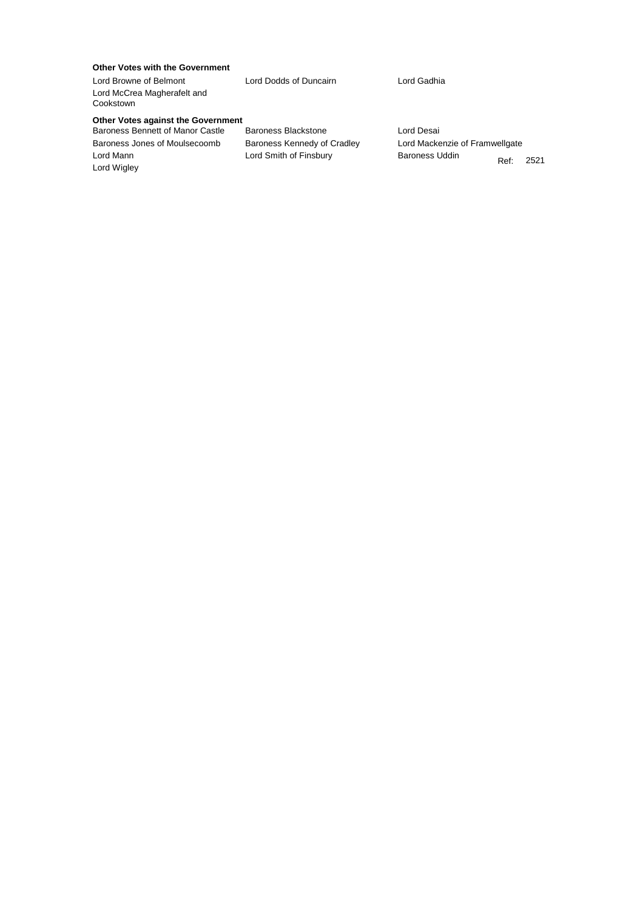**Other Votes with the Government**

| | | |
|---|---|---|
| Lord Browne of Belmont | Lord Dodds of Duncairn | Lord Gadhia |
| Lord McCrea Magherafelt and Cookstown | | |

**Other Votes against the Government**

| | | |
|---|---|---|
| Baroness Bennett of Manor Castle | Baroness Blackstone | Lord Desai |
| Baroness Jones of Moulsecoomb | Baroness Kennedy of Cradley | Lord Mackenzie of Framwellgate |
| Lord Mann | Lord Smith of Finsbury | Baroness Uddin |
| Lord Wigley | | |

Ref: 2521